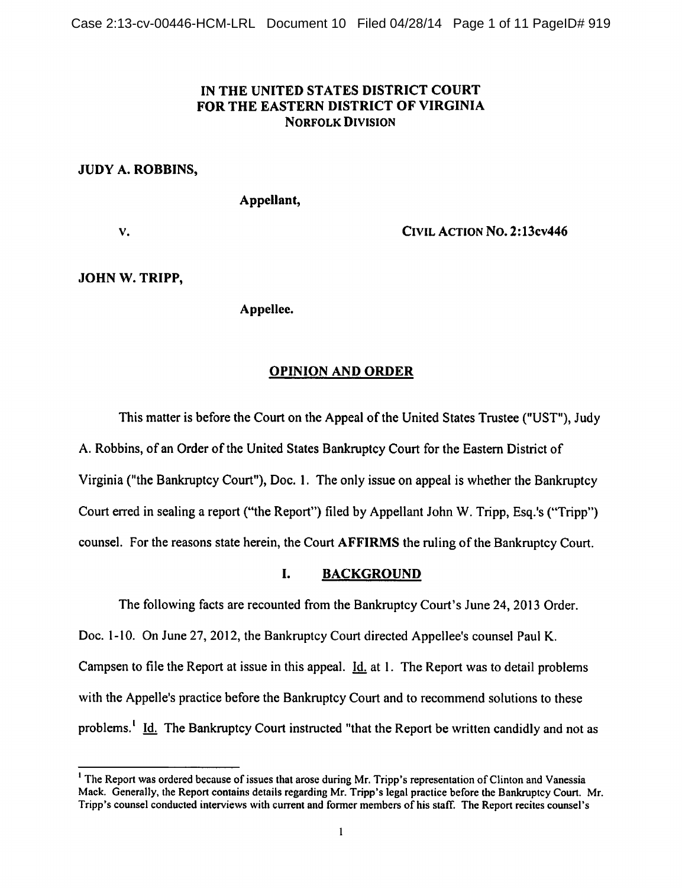**IN THE UNITED STATES DISTRICT COURT**
**FOR THE EASTERN DISTRICT OF VIRGINIA**
**NORFOLK DIVISION**

**JUDY A. ROBBINS,**

**Appellant,**

**v.** **CIVIL ACTION NO. 2:13cv446**

**JOHN W. TRIPP,**

**Appellee.**

## OPINION AND ORDER

This matter is before the Court on the Appeal of the United States Trustee ("UST"), Judy A. Robbins, of an Order of the United States Bankruptcy Court for the Eastern District of Virginia ("the Bankruptcy Court"), Doc. 1. The only issue on appeal is whether the Bankruptcy Court erred in sealing a report ("the Report") filed by Appellant John W. Tripp, Esq.'s ("Tripp") counsel. For the reasons state herein, the Court **AFFIRMS** the ruling of the Bankruptcy Court.

## I. BACKGROUND

The following facts are recounted from the Bankruptcy Court's June 24, 2013 Order. Doc. 1-10. On June 27, 2012, the Bankruptcy Court directed Appellee's counsel Paul K. Campsen to file the Report at issue in this appeal. Id. at 1. The Report was to detail problems with the Appelle's practice before the Bankruptcy Court and to recommend solutions to these problems.[1] Id. The Bankruptcy Court instructed "that the Report be written candidly and not as

[1] The Report was ordered because of issues that arose during Mr. Tripp's representation of Clinton and Vanessia Mack. Generally, the Report contains details regarding Mr. Tripp's legal practice before the Bankruptcy Court. Mr. Tripp's counsel conducted interviews with current and former members of his staff. The Report recites counsel's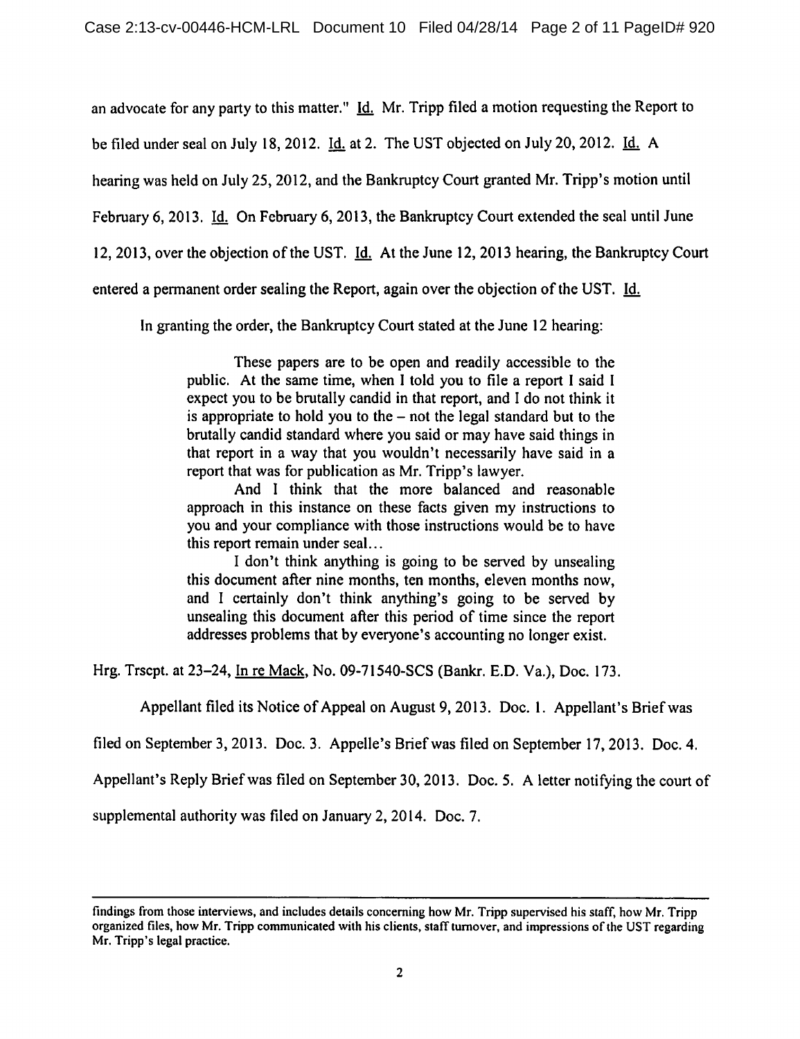an advocate for any party to this matter." Id. Mr. Tripp filed a motion requesting the Report to be filed under seal on July 18, 2012. Id. at 2. The UST objected on July 20, 2012. Id. A hearing was held on July 25, 2012, and the Bankruptcy Court granted Mr. Tripp's motion until February 6, 2013. Id. On February 6, 2013, the Bankruptcy Court extended the seal until June 12, 2013, over the objection of the UST. Id. At the June 12, 2013 hearing, the Bankruptcy Court entered a permanent order sealing the Report, again over the objection of the UST. Id.

In granting the order, the Bankruptcy Court stated at the June 12 hearing:

> These papers are to be open and readily accessible to the public. At the same time, when I told you to file a report I said I expect you to be brutally candid in that report, and I do not think it is appropriate to hold you to the – not the legal standard but to the brutally candid standard where you said or may have said things in that report in a way that you wouldn't necessarily have said in a report that was for publication as Mr. Tripp's lawyer.
>
> And I think that the more balanced and reasonable approach in this instance on these facts given my instructions to you and your compliance with those instructions would be to have this report remain under seal…
>
> I don't think anything is going to be served by unsealing this document after nine months, ten months, eleven months now, and I certainly don't think anything's going to be served by unsealing this document after this period of time since the report addresses problems that by everyone's accounting no longer exist.

Hrg. Trscpt. at 23–24, In re Mack, No. 09-71540-SCS (Bankr. E.D. Va.), Doc. 173.

Appellant filed its Notice of Appeal on August 9, 2013. Doc. 1. Appellant's Brief was filed on September 3, 2013. Doc. 3. Appelle's Brief was filed on September 17, 2013. Doc. 4. Appellant's Reply Brief was filed on September 30, 2013. Doc. 5. A letter notifying the court of supplemental authority was filed on January 2, 2014. Doc. 7.

---

findings from those interviews, and includes details concerning how Mr. Tripp supervised his staff, how Mr. Tripp organized files, how Mr. Tripp communicated with his clients, staff turnover, and impressions of the UST regarding Mr. Tripp's legal practice.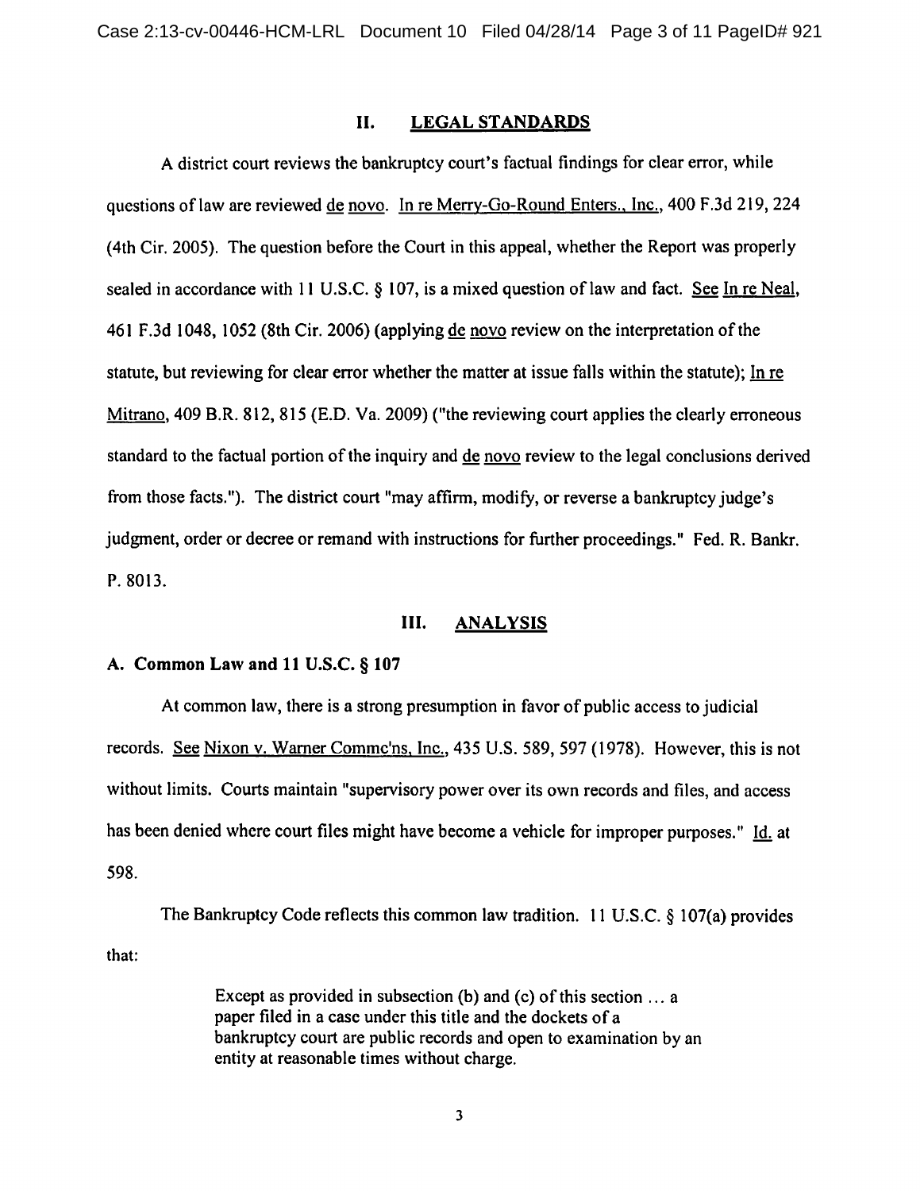## II. LEGAL STANDARDS

A district court reviews the bankruptcy court's factual findings for clear error, while questions of law are reviewed de novo. In re Merry-Go-Round Enters., Inc., 400 F.3d 219, 224 (4th Cir. 2005). The question before the Court in this appeal, whether the Report was properly sealed in accordance with 11 U.S.C. § 107, is a mixed question of law and fact. See In re Neal, 461 F.3d 1048, 1052 (8th Cir. 2006) (applying de novo review on the interpretation of the statute, but reviewing for clear error whether the matter at issue falls within the statute); In re Mitrano, 409 B.R. 812, 815 (E.D. Va. 2009) ("the reviewing court applies the clearly erroneous standard to the factual portion of the inquiry and de novo review to the legal conclusions derived from those facts."). The district court "may affirm, modify, or reverse a bankruptcy judge's judgment, order or decree or remand with instructions for further proceedings." Fed. R. Bankr. P. 8013.

## III. ANALYSIS

### A. Common Law and 11 U.S.C. § 107

At common law, there is a strong presumption in favor of public access to judicial records. See Nixon v. Warner Commc'ns, Inc., 435 U.S. 589, 597 (1978). However, this is not without limits. Courts maintain "supervisory power over its own records and files, and access has been denied where court files might have become a vehicle for improper purposes." Id. at 598.

The Bankruptcy Code reflects this common law tradition. 11 U.S.C. § 107(a) provides that:

> Except as provided in subsection (b) and (c) of this section ... a paper filed in a case under this title and the dockets of a bankruptcy court are public records and open to examination by an entity at reasonable times without charge.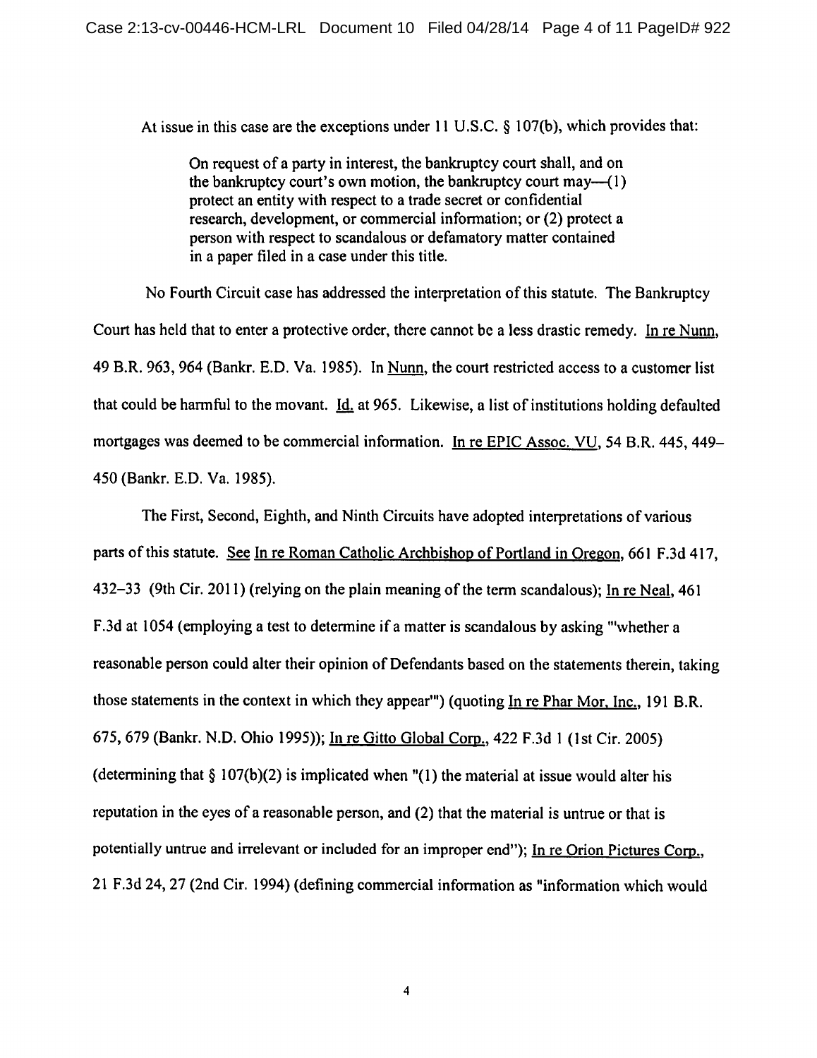At issue in this case are the exceptions under 11 U.S.C. § 107(b), which provides that:

> On request of a party in interest, the bankruptcy court shall, and on the bankruptcy court's own motion, the bankruptcy court may—(1) protect an entity with respect to a trade secret or confidential research, development, or commercial information; or (2) protect a person with respect to scandalous or defamatory matter contained in a paper filed in a case under this title.

No Fourth Circuit case has addressed the interpretation of this statute. The Bankruptcy Court has held that to enter a protective order, there cannot be a less drastic remedy. In re Nunn, 49 B.R. 963, 964 (Bankr. E.D. Va. 1985). In Nunn, the court restricted access to a customer list that could be harmful to the movant. Id. at 965. Likewise, a list of institutions holding defaulted mortgages was deemed to be commercial information. In re EPIC Assoc. VU, 54 B.R. 445, 449–450 (Bankr. E.D. Va. 1985).

The First, Second, Eighth, and Ninth Circuits have adopted interpretations of various parts of this statute. See In re Roman Catholic Archbishop of Portland in Oregon, 661 F.3d 417, 432–33 (9th Cir. 2011) (relying on the plain meaning of the term scandalous); In re Neal, 461 F.3d at 1054 (employing a test to determine if a matter is scandalous by asking "'whether a reasonable person could alter their opinion of Defendants based on the statements therein, taking those statements in the context in which they appear'") (quoting In re Phar Mor, Inc., 191 B.R. 675, 679 (Bankr. N.D. Ohio 1995)); In re Gitto Global Corp., 422 F.3d 1 (1st Cir. 2005) (determining that § 107(b)(2) is implicated when "(1) the material at issue would alter his reputation in the eyes of a reasonable person, and (2) that the material is untrue or that is potentially untrue and irrelevant or included for an improper end"); In re Orion Pictures Corp., 21 F.3d 24, 27 (2nd Cir. 1994) (defining commercial information as "information which would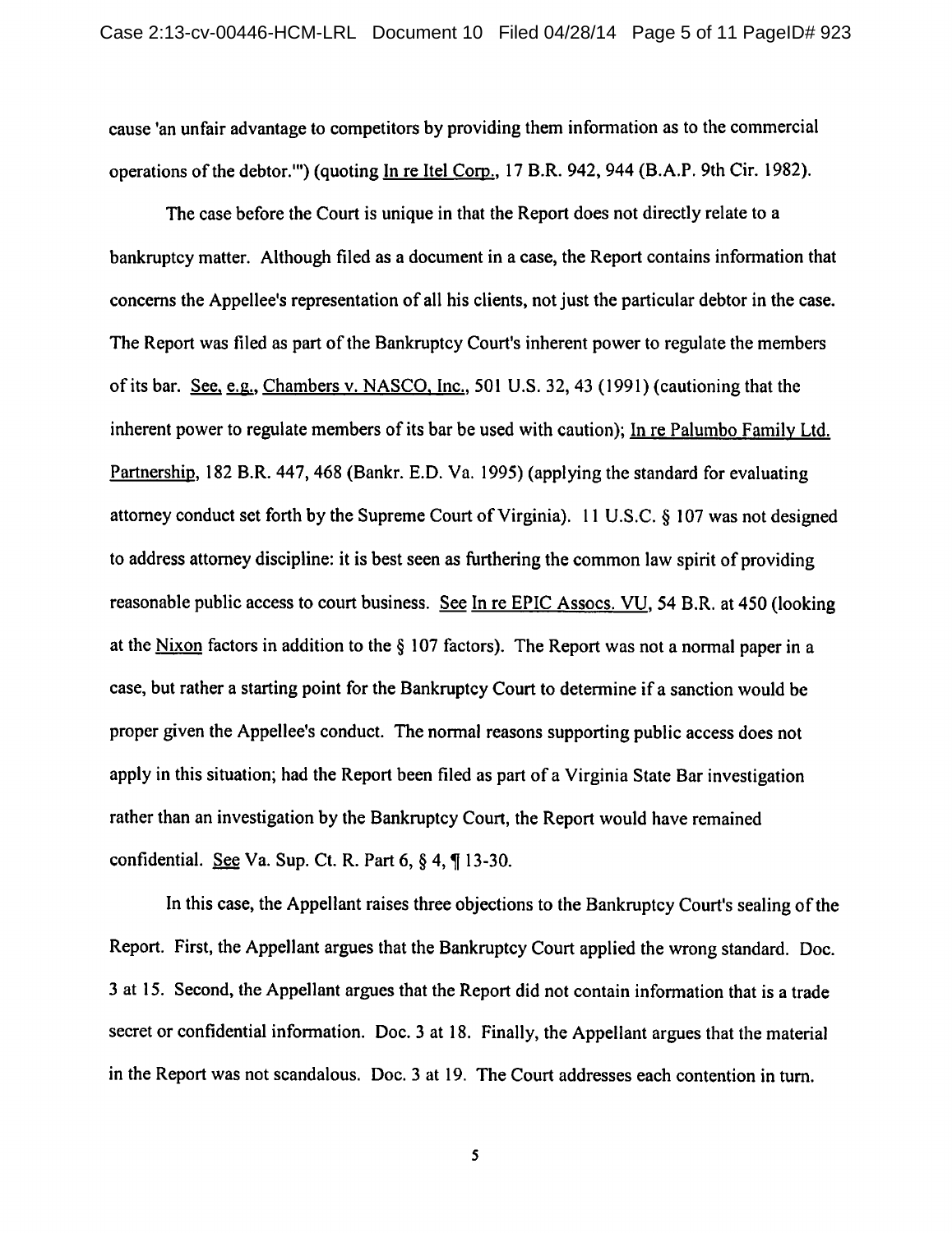cause 'an unfair advantage to competitors by providing them information as to the commercial operations of the debtor.'") (quoting In re Itel Corp., 17 B.R. 942, 944 (B.A.P. 9th Cir. 1982).

The case before the Court is unique in that the Report does not directly relate to a bankruptcy matter. Although filed as a document in a case, the Report contains information that concerns the Appellee's representation of all his clients, not just the particular debtor in the case. The Report was filed as part of the Bankruptcy Court's inherent power to regulate the members of its bar. See, e.g., Chambers v. NASCO, Inc., 501 U.S. 32, 43 (1991) (cautioning that the inherent power to regulate members of its bar be used with caution); In re Palumbo Family Ltd. Partnership, 182 B.R. 447, 468 (Bankr. E.D. Va. 1995) (applying the standard for evaluating attorney conduct set forth by the Supreme Court of Virginia). 11 U.S.C. § 107 was not designed to address attorney discipline: it is best seen as furthering the common law spirit of providing reasonable public access to court business. See In re EPIC Assocs. VU, 54 B.R. at 450 (looking at the Nixon factors in addition to the § 107 factors). The Report was not a normal paper in a case, but rather a starting point for the Bankruptcy Court to determine if a sanction would be proper given the Appellee's conduct. The normal reasons supporting public access does not apply in this situation; had the Report been filed as part of a Virginia State Bar investigation rather than an investigation by the Bankruptcy Court, the Report would have remained confidential. See Va. Sup. Ct. R. Part 6, § 4, ¶ 13-30.

In this case, the Appellant raises three objections to the Bankruptcy Court's sealing of the Report. First, the Appellant argues that the Bankruptcy Court applied the wrong standard. Doc. 3 at 15. Second, the Appellant argues that the Report did not contain information that is a trade secret or confidential information. Doc. 3 at 18. Finally, the Appellant argues that the material in the Report was not scandalous. Doc. 3 at 19. The Court addresses each contention in turn.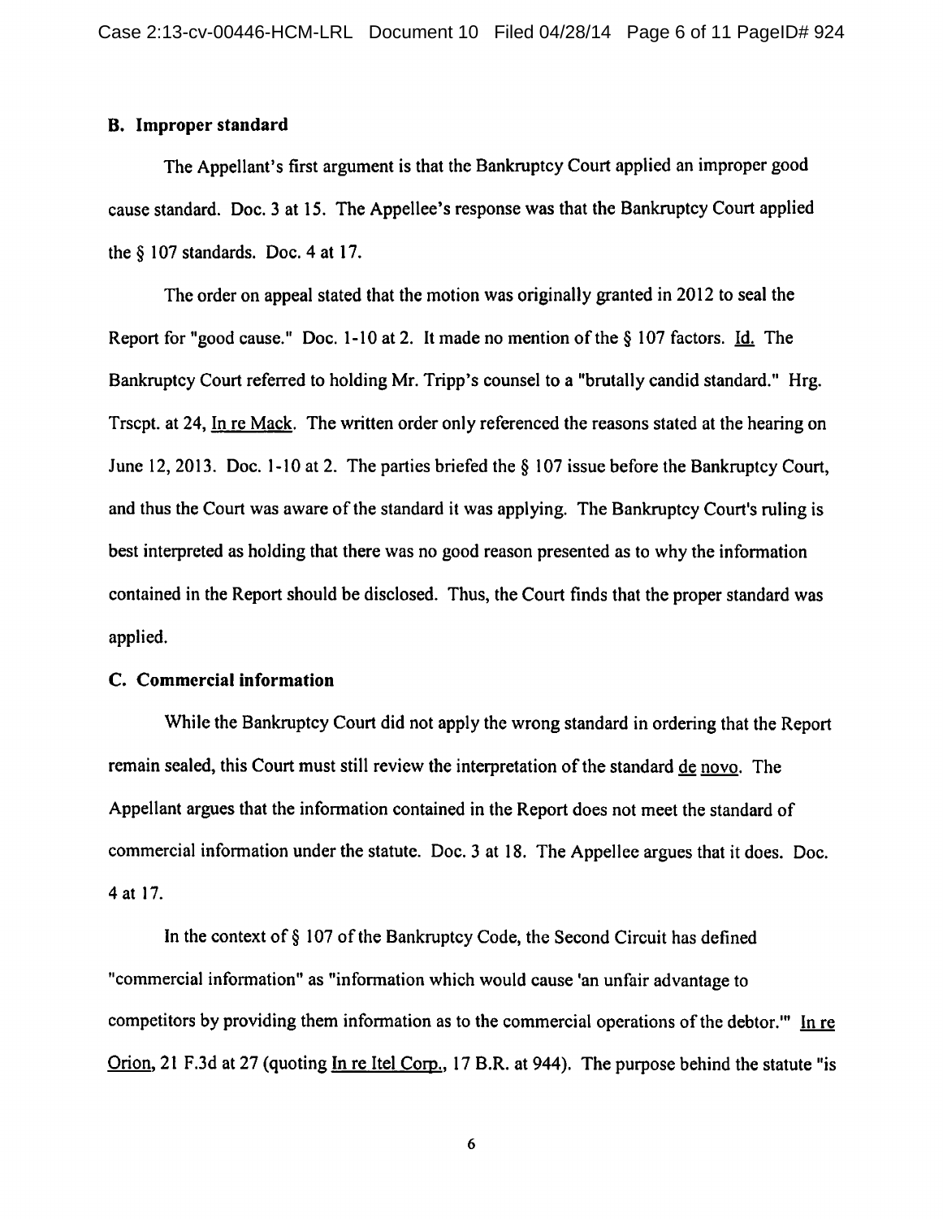### B. Improper standard

The Appellant's first argument is that the Bankruptcy Court applied an improper good cause standard. Doc. 3 at 15. The Appellee's response was that the Bankruptcy Court applied the § 107 standards. Doc. 4 at 17.

The order on appeal stated that the motion was originally granted in 2012 to seal the Report for "good cause." Doc. 1-10 at 2. It made no mention of the § 107 factors. Id. The Bankruptcy Court referred to holding Mr. Tripp's counsel to a "brutally candid standard." Hrg. Trscpt. at 24, In re Mack. The written order only referenced the reasons stated at the hearing on June 12, 2013. Doc. 1-10 at 2. The parties briefed the § 107 issue before the Bankruptcy Court, and thus the Court was aware of the standard it was applying. The Bankruptcy Court's ruling is best interpreted as holding that there was no good reason presented as to why the information contained in the Report should be disclosed. Thus, the Court finds that the proper standard was applied.

### C. Commercial information

While the Bankruptcy Court did not apply the wrong standard in ordering that the Report remain sealed, this Court must still review the interpretation of the standard de novo. The Appellant argues that the information contained in the Report does not meet the standard of commercial information under the statute. Doc. 3 at 18. The Appellee argues that it does. Doc. 4 at 17.

In the context of § 107 of the Bankruptcy Code, the Second Circuit has defined "commercial information" as "information which would cause 'an unfair advantage to competitors by providing them information as to the commercial operations of the debtor.'" In re Orion, 21 F.3d at 27 (quoting In re Itel Corp., 17 B.R. at 944). The purpose behind the statute "is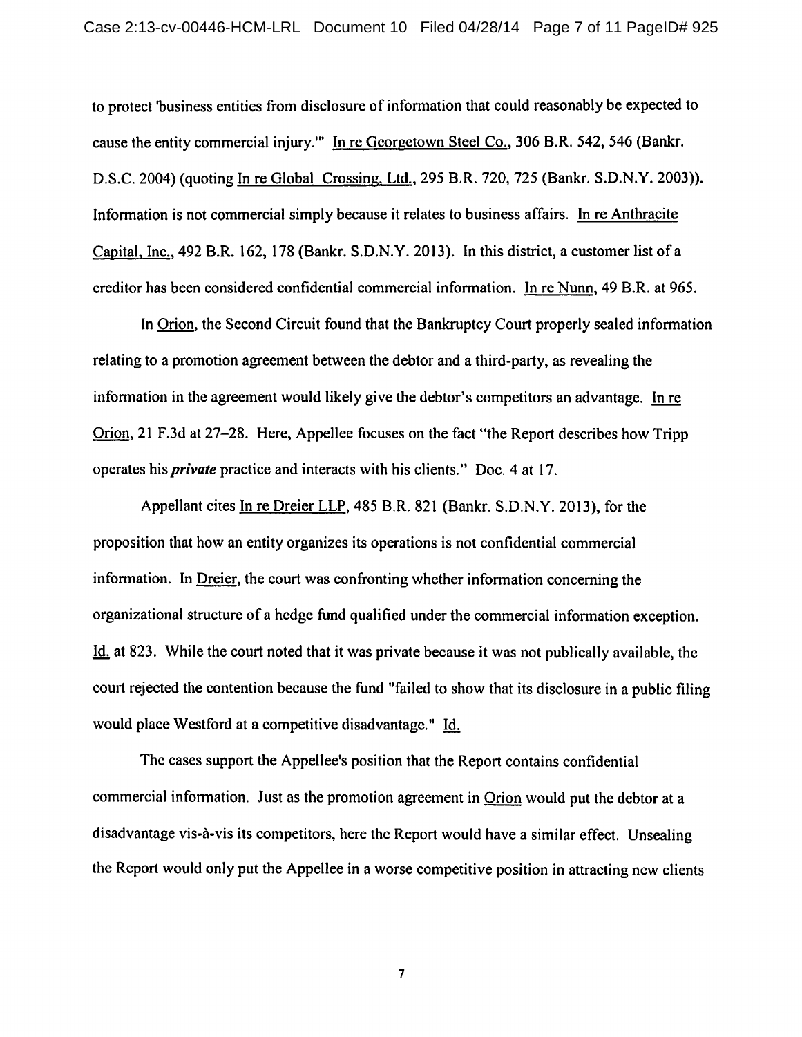to protect 'business entities from disclosure of information that could reasonably be expected to cause the entity commercial injury.'" In re Georgetown Steel Co., 306 B.R. 542, 546 (Bankr. D.S.C. 2004) (quoting In re Global Crossing, Ltd., 295 B.R. 720, 725 (Bankr. S.D.N.Y. 2003)). Information is not commercial simply because it relates to business affairs. In re Anthracite Capital, Inc., 492 B.R. 162, 178 (Bankr. S.D.N.Y. 2013). In this district, a customer list of a creditor has been considered confidential commercial information. In re Nunn, 49 B.R. at 965.

In Orion, the Second Circuit found that the Bankruptcy Court properly sealed information relating to a promotion agreement between the debtor and a third-party, as revealing the information in the agreement would likely give the debtor's competitors an advantage. In re Orion, 21 F.3d at 27–28. Here, Appellee focuses on the fact "the Report describes how Tripp operates his ***private*** practice and interacts with his clients." Doc. 4 at 17.

Appellant cites In re Dreier LLP, 485 B.R. 821 (Bankr. S.D.N.Y. 2013), for the proposition that how an entity organizes its operations is not confidential commercial information. In Dreier, the court was confronting whether information concerning the organizational structure of a hedge fund qualified under the commercial information exception. Id. at 823. While the court noted that it was private because it was not publically available, the court rejected the contention because the fund "failed to show that its disclosure in a public filing would place Westford at a competitive disadvantage." Id.

The cases support the Appellee's position that the Report contains confidential commercial information. Just as the promotion agreement in Orion would put the debtor at a disadvantage vis-à-vis its competitors, here the Report would have a similar effect. Unsealing the Report would only put the Appellee in a worse competitive position in attracting new clients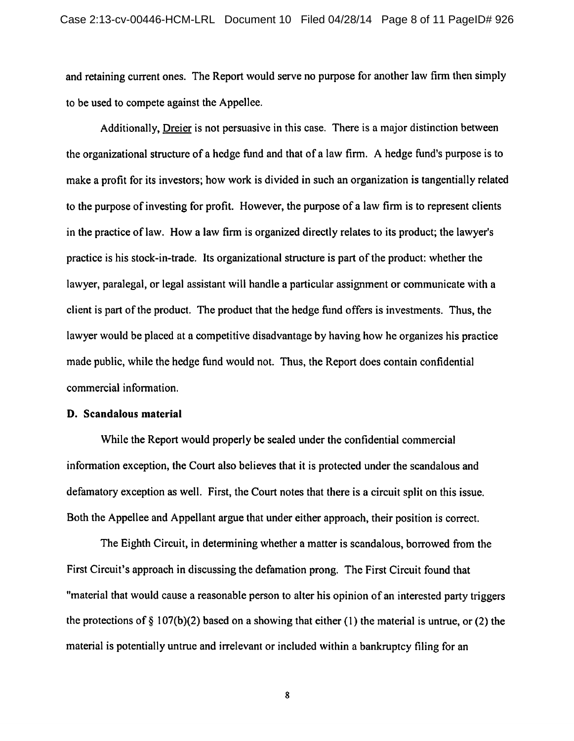and retaining current ones. The Report would serve no purpose for another law firm then simply to be used to compete against the Appellee.

Additionally, Dreier is not persuasive in this case. There is a major distinction between the organizational structure of a hedge fund and that of a law firm. A hedge fund's purpose is to make a profit for its investors; how work is divided in such an organization is tangentially related to the purpose of investing for profit. However, the purpose of a law firm is to represent clients in the practice of law. How a law firm is organized directly relates to its product; the lawyer's practice is his stock-in-trade. Its organizational structure is part of the product: whether the lawyer, paralegal, or legal assistant will handle a particular assignment or communicate with a client is part of the product. The product that the hedge fund offers is investments. Thus, the lawyer would be placed at a competitive disadvantage by having how he organizes his practice made public, while the hedge fund would not. Thus, the Report does contain confidential commercial information.

**D. Scandalous material**

While the Report would properly be sealed under the confidential commercial information exception, the Court also believes that it is protected under the scandalous and defamatory exception as well. First, the Court notes that there is a circuit split on this issue. Both the Appellee and Appellant argue that under either approach, their position is correct.

The Eighth Circuit, in determining whether a matter is scandalous, borrowed from the First Circuit's approach in discussing the defamation prong. The First Circuit found that "material that would cause a reasonable person to alter his opinion of an interested party triggers the protections of § 107(b)(2) based on a showing that either (1) the material is untrue, or (2) the material is potentially untrue and irrelevant or included within a bankruptcy filing for an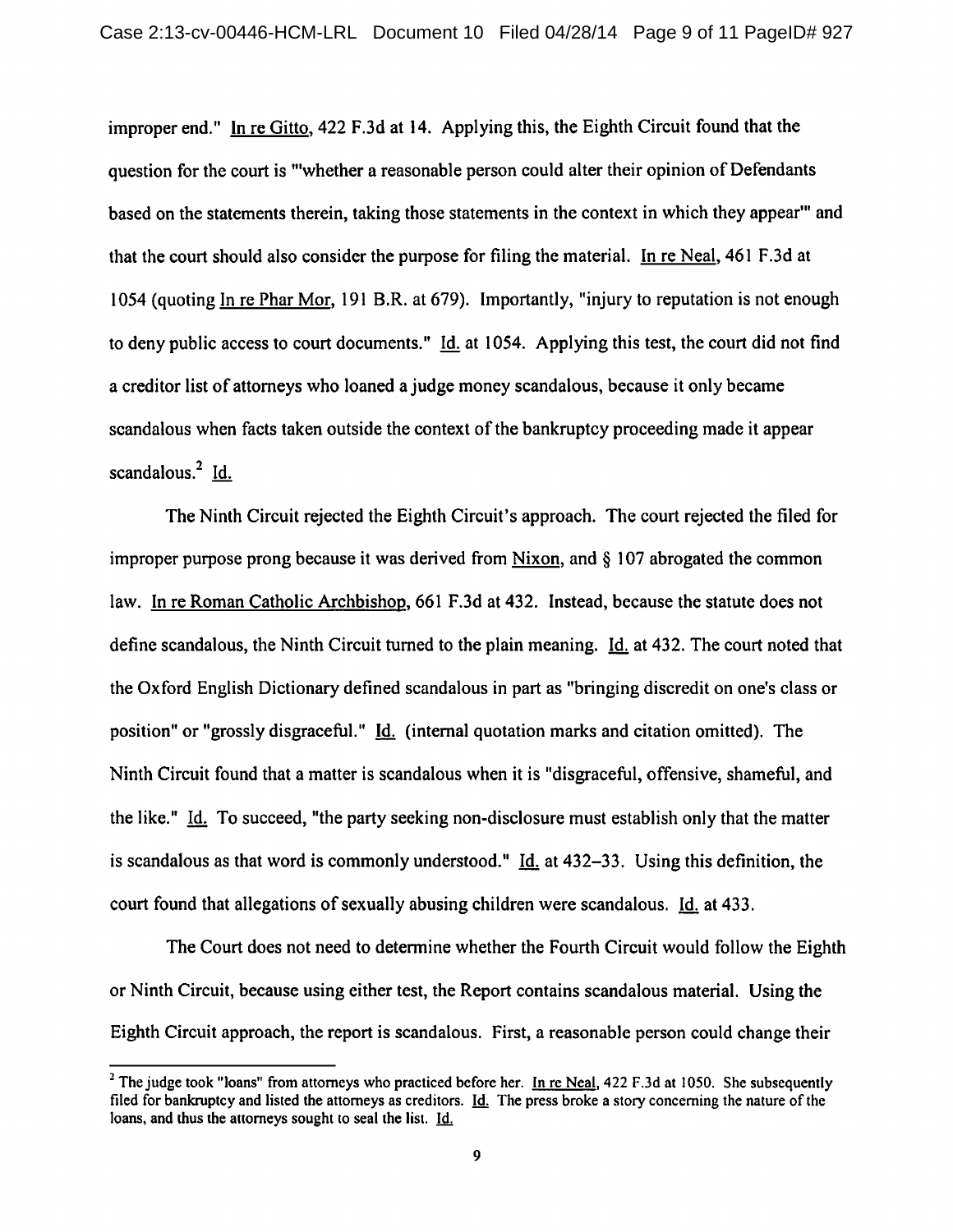improper end." In re Gitto, 422 F.3d at 14. Applying this, the Eighth Circuit found that the question for the court is "'whether a reasonable person could alter their opinion of Defendants based on the statements therein, taking those statements in the context in which they appear'" and that the court should also consider the purpose for filing the material. In re Neal, 461 F.3d at 1054 (quoting In re Phar Mor, 191 B.R. at 679). Importantly, "injury to reputation is not enough to deny public access to court documents." Id. at 1054. Applying this test, the court did not find a creditor list of attorneys who loaned a judge money scandalous, because it only became scandalous when facts taken outside the context of the bankruptcy proceeding made it appear scandalous.[2] Id.

The Ninth Circuit rejected the Eighth Circuit's approach. The court rejected the filed for improper purpose prong because it was derived from Nixon, and § 107 abrogated the common law. In re Roman Catholic Archbishop, 661 F.3d at 432. Instead, because the statute does not define scandalous, the Ninth Circuit turned to the plain meaning. Id. at 432. The court noted that the Oxford English Dictionary defined scandalous in part as "bringing discredit on one's class or position" or "grossly disgraceful." Id. (internal quotation marks and citation omitted). The Ninth Circuit found that a matter is scandalous when it is "disgraceful, offensive, shameful, and the like." Id. To succeed, "the party seeking non-disclosure must establish only that the matter is scandalous as that word is commonly understood." Id. at 432–33. Using this definition, the court found that allegations of sexually abusing children were scandalous. Id. at 433.

The Court does not need to determine whether the Fourth Circuit would follow the Eighth or Ninth Circuit, because using either test, the Report contains scandalous material. Using the Eighth Circuit approach, the report is scandalous. First, a reasonable person could change their

---

[2] The judge took "loans" from attorneys who practiced before her. In re Neal, 422 F.3d at 1050. She subsequently filed for bankruptcy and listed the attorneys as creditors. Id. The press broke a story concerning the nature of the loans, and thus the attorneys sought to seal the list. Id.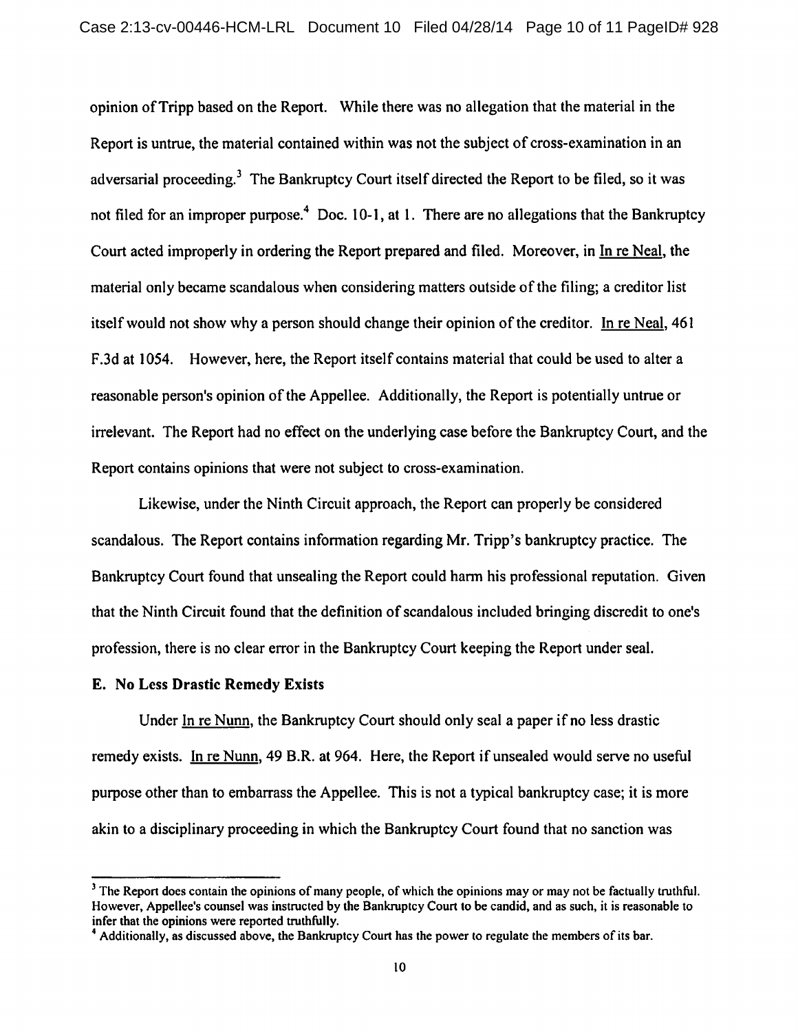opinion of Tripp based on the Report. While there was no allegation that the material in the Report is untrue, the material contained within was not the subject of cross-examination in an adversarial proceeding.[3] The Bankruptcy Court itself directed the Report to be filed, so it was not filed for an improper purpose.[4] Doc. 10-1, at 1. There are no allegations that the Bankruptcy Court acted improperly in ordering the Report prepared and filed. Moreover, in In re Neal, the material only became scandalous when considering matters outside of the filing; a creditor list itself would not show why a person should change their opinion of the creditor. In re Neal, 461 F.3d at 1054. However, here, the Report itself contains material that could be used to alter a reasonable person's opinion of the Appellee. Additionally, the Report is potentially untrue or irrelevant. The Report had no effect on the underlying case before the Bankruptcy Court, and the Report contains opinions that were not subject to cross-examination.

Likewise, under the Ninth Circuit approach, the Report can properly be considered scandalous. The Report contains information regarding Mr. Tripp's bankruptcy practice. The Bankruptcy Court found that unsealing the Report could harm his professional reputation. Given that the Ninth Circuit found that the definition of scandalous included bringing discredit to one's profession, there is no clear error in the Bankruptcy Court keeping the Report under seal.

**E. No Less Drastic Remedy Exists**

Under In re Nunn, the Bankruptcy Court should only seal a paper if no less drastic remedy exists. In re Nunn, 49 B.R. at 964. Here, the Report if unsealed would serve no useful purpose other than to embarrass the Appellee. This is not a typical bankruptcy case; it is more akin to a disciplinary proceeding in which the Bankruptcy Court found that no sanction was

---

[3] The Report does contain the opinions of many people, of which the opinions may or may not be factually truthful. However, Appellee's counsel was instructed by the Bankruptcy Court to be candid, and as such, it is reasonable to infer that the opinions were reported truthfully.

[4] Additionally, as discussed above, the Bankruptcy Court has the power to regulate the members of its bar.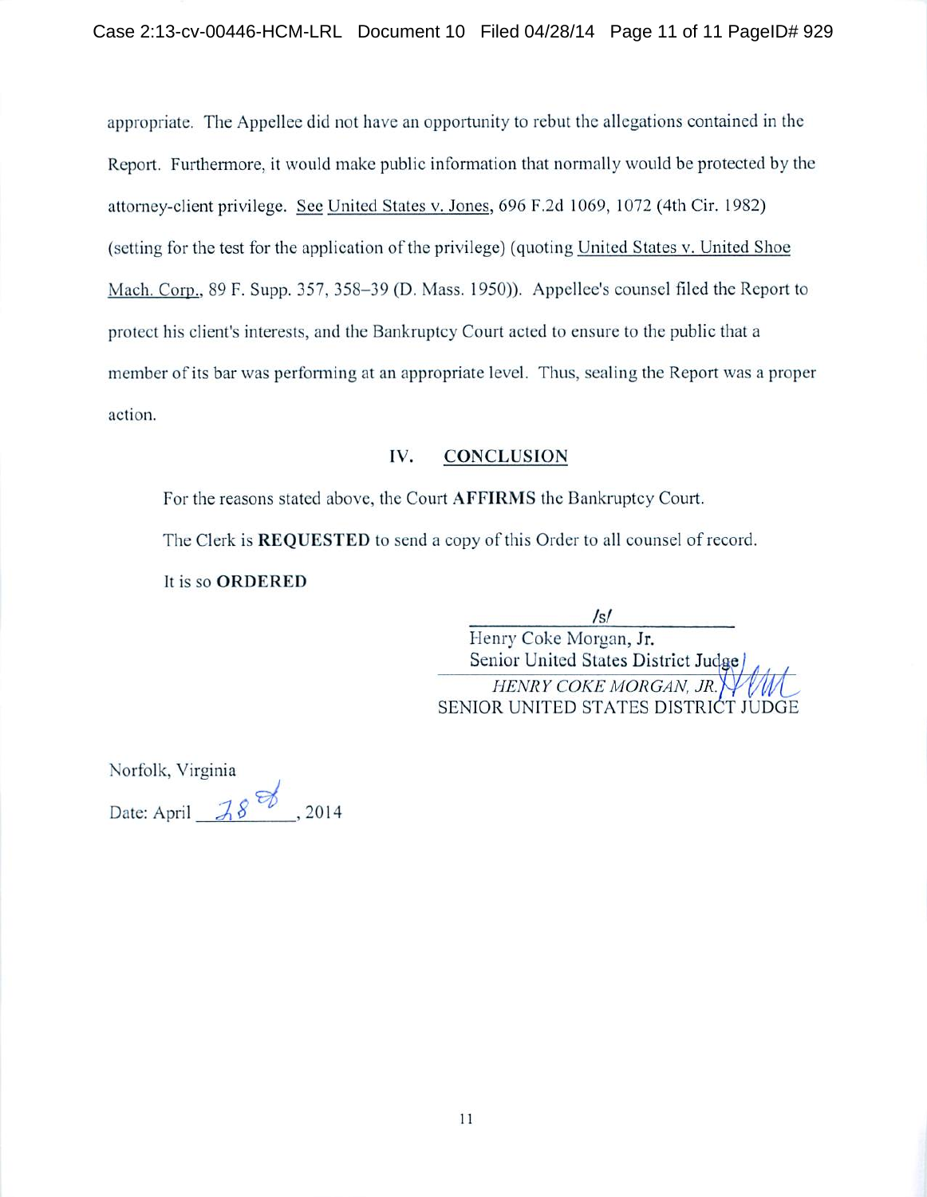appropriate. The Appellee did not have an opportunity to rebut the allegations contained in the Report. Furthermore, it would make public information that normally would be protected by the attorney-client privilege. See United States v. Jones, 696 F.2d 1069, 1072 (4th Cir. 1982) (setting for the test for the application of the privilege) (quoting United States v. United Shoe Mach. Corp., 89 F. Supp. 357, 358–39 (D. Mass. 1950)). Appellee's counsel filed the Report to protect his client's interests, and the Bankruptcy Court acted to ensure to the public that a member of its bar was performing at an appropriate level. Thus, sealing the Report was a proper action.

## IV. CONCLUSION

For the reasons stated above, the Court **AFFIRMS** the Bankruptcy Court.

The Clerk is **REQUESTED** to send a copy of this Order to all counsel of record.

It is so **ORDERED**

/s/
Henry Coke Morgan, Jr.
Senior United States District Judge
*HENRY COKE MORGAN, JR.*
SENIOR UNITED STATES DISTRICT JUDGE

Norfolk, Virginia
Date: April 28th, 2014